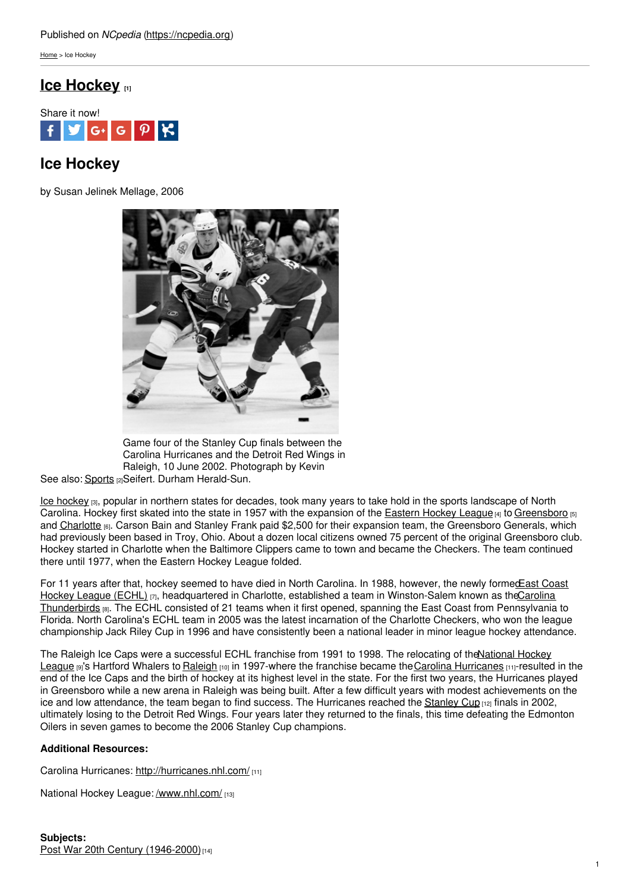Published on *NCpedia* (https://ncpedia.org)

Home > Ice Hockey

# Ice Hockey [1]

Share it now!

## Ice Hockey

by Susan Jelinek Mellage, 2006

Game four of the Stanley Cup finals between the Carolina Hurricanes and the Detroit Red Wings in Raleigh, 10 June 2002. Photograph by Kevin Seifert. Durham Herald-Sun.

See also: Sports [2]

Ice hockey [3], popular in northern states for decades, took many years to take hold in the sports landscape of North Carolina. Hockey first skated into the state in 1957 with the expansion of the Eastern Hockey League [4] to Greensboro [5] and Charlotte [6]. Carson Bain and Stanley Frank paid $2,500 for their expansion team, the Greensboro Generals, which had previously been based in Troy, Ohio. About a dozen local citizens owned 75 percent of the original Greensboro club. Hockey started in Charlotte when the Baltimore Clippers came to town and became the Checkers. The team continued there until 1977, when the Eastern Hockey League folded.

For 11 years after that, hockey seemed to have died in North Carolina. In 1988, however, the newly formed East Coast Hockey League (ECHL) [7], headquartered in Charlotte, established a team in Winston-Salem known as the Carolina Thunderbirds [8]. The ECHL consisted of 21 teams when it first opened, spanning the East Coast from Pennsylvania to Florida. North Carolina's ECHL team in 2005 was the latest incarnation of the Charlotte Checkers, who won the league championship Jack Riley Cup in 1996 and have consistently been a national leader in minor league hockey attendance.

The Raleigh Ice Caps were a successful ECHL franchise from 1991 to 1998. The relocating of the National Hockey League [9]'s Hartford Whalers to Raleigh [10] in 1997-where the franchise became the Carolina Hurricanes [11]-resulted in the end of the Ice Caps and the birth of hockey at its highest level in the state. For the first two years, the Hurricanes played in Greensboro while a new arena in Raleigh was being built. After a few difficult years with modest achievements on the ice and low attendance, the team began to find success. The Hurricanes reached the Stanley Cup [12] finals in 2002, ultimately losing to the Detroit Red Wings. Four years later they returned to the finals, this time defeating the Edmonton Oilers in seven games to become the 2006 Stanley Cup champions.

**Additional Resources:**

Carolina Hurricanes: http://hurricanes.nhl.com/ [11]

National Hockey League: /www.nhl.com/ [13]

**Subjects:**
Post War 20th Century (1946-2000) [14]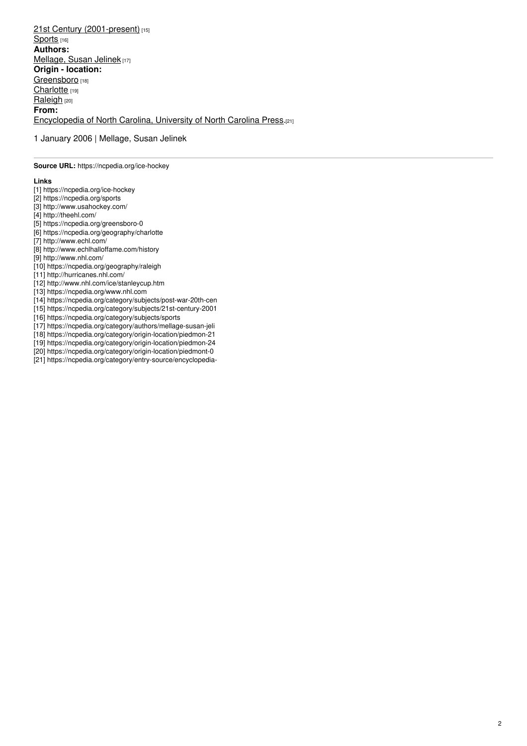[21st Century (2001-present)](https://ncpedia.org/category/subjects/21st-century-2001) [15]
[Sports](https://ncpedia.org/category/subjects/sports) [16]
**Authors:**
[Mellage, Susan Jelinek](https://ncpedia.org/category/authors/mellage-susan-jeli) [17]
**Origin - location:**
[Greensboro](https://ncpedia.org/category/origin-location/piedmon-21) [18]
[Charlotte](https://ncpedia.org/category/origin-location/piedmon-24) [19]
[Raleigh](https://ncpedia.org/category/origin-location/piedmont-0) [20]
**From:**
[Encyclopedia of North Carolina, University of North Carolina Press.](https://ncpedia.org/category/entry-source/encyclopedia-) [21]

1 January 2006 | Mellage, Susan Jelinek

---

**Source URL:** https://ncpedia.org/ice-hockey

**Links**
[1] https://ncpedia.org/ice-hockey
[2] https://ncpedia.org/sports
[3] http://www.usahockey.com/
[4] http://theehl.com/
[5] https://ncpedia.org/greensboro-0
[6] https://ncpedia.org/geography/charlotte
[7] http://www.echl.com/
[8] http://www.echlhalloffame.com/history
[9] http://www.nhl.com/
[10] https://ncpedia.org/geography/raleigh
[11] http://hurricanes.nhl.com/
[12] http://www.nhl.com/ice/stanleycup.htm
[13] https://ncpedia.org/www.nhl.com
[14] https://ncpedia.org/category/subjects/post-war-20th-cen
[15] https://ncpedia.org/category/subjects/21st-century-2001
[16] https://ncpedia.org/category/subjects/sports
[17] https://ncpedia.org/category/authors/mellage-susan-jeli
[18] https://ncpedia.org/category/origin-location/piedmon-21
[19] https://ncpedia.org/category/origin-location/piedmon-24
[20] https://ncpedia.org/category/origin-location/piedmont-0
[21] https://ncpedia.org/category/entry-source/encyclopedia-